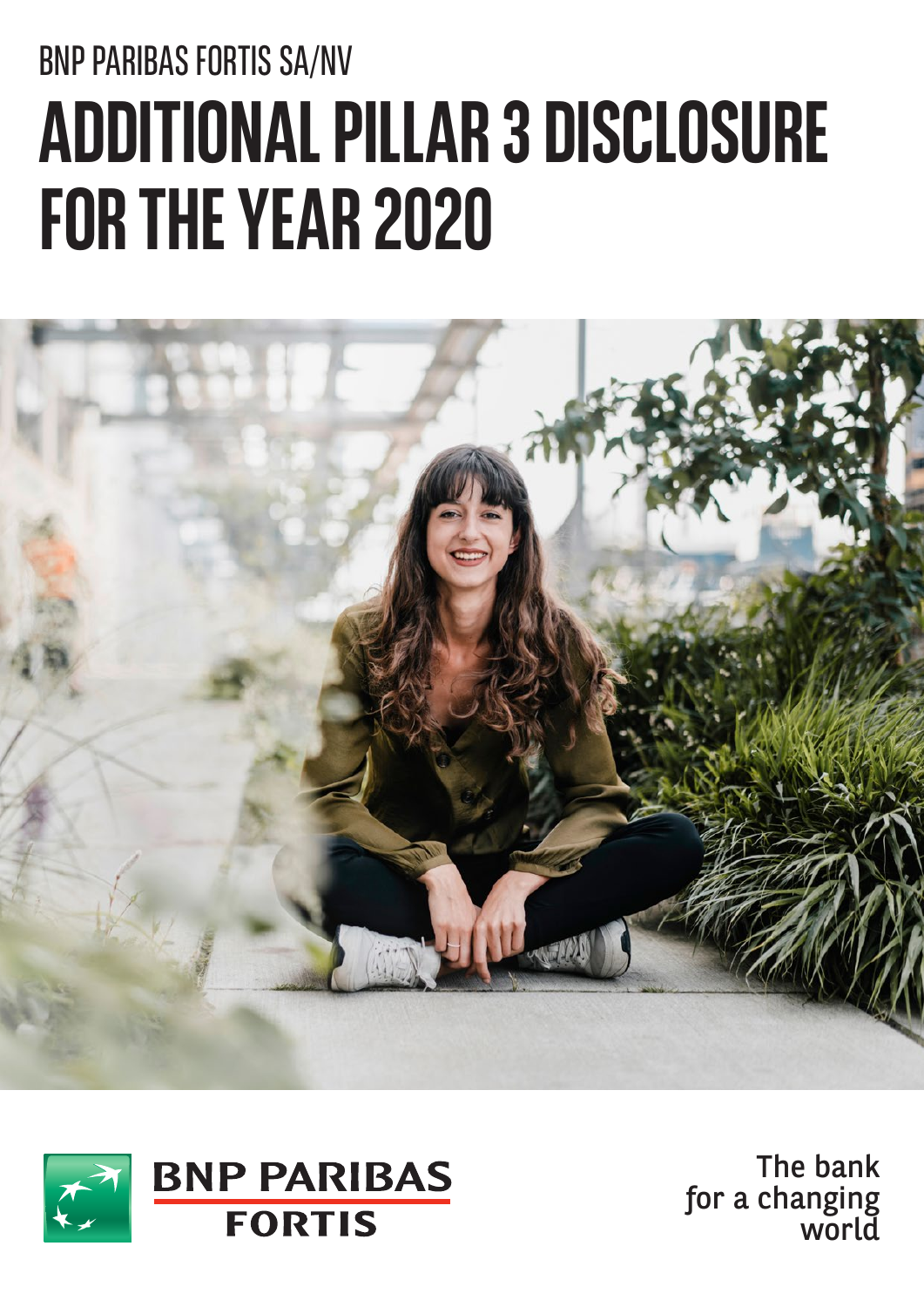BNP PARIBAS FORTIS SA/NV

# ADDITIONAL PILLAR 3 DISCLOSURE FOR THE YEAR 2020

BNP PARIBAS FORTIS

The bank for a changing world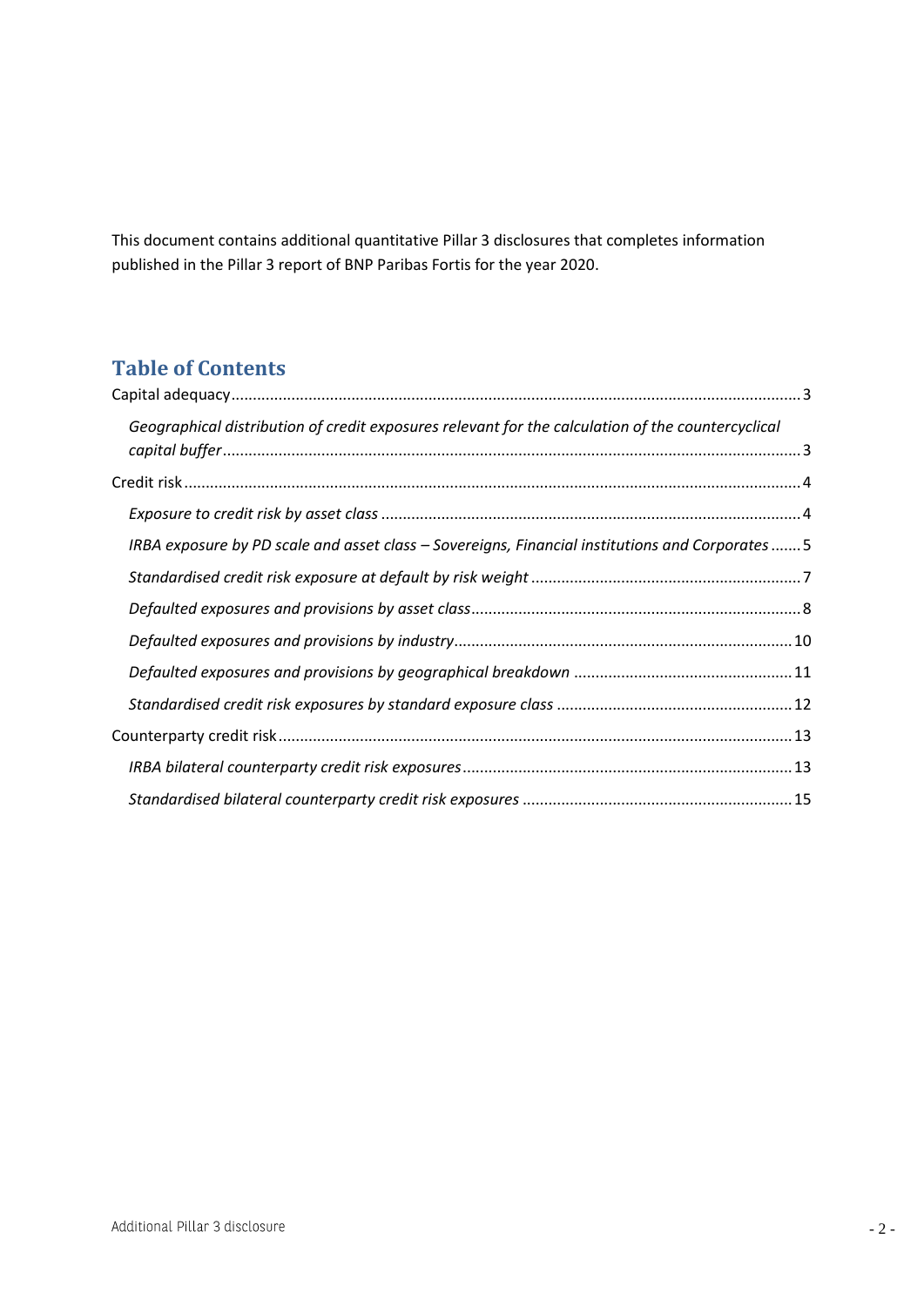This document contains additional quantitative Pillar 3 disclosures that completes information published in the Pillar 3 report of BNP Paribas Fortis for the year 2020.

## Table of Contents

Capital adequacy ..... 3

*Geographical distribution of credit exposures relevant for the calculation of the countercyclical capital buffer* ..... 3

Credit risk ..... 4

*Exposure to credit risk by asset class* ..... 4

*IRBA exposure by PD scale and asset class – Sovereigns, Financial institutions and Corporates* ..... 5

*Standardised credit risk exposure at default by risk weight* ..... 7

*Defaulted exposures and provisions by asset class* ..... 8

*Defaulted exposures and provisions by industry* ..... 10

*Defaulted exposures and provisions by geographical breakdown* ..... 11

*Standardised credit risk exposures by standard exposure class* ..... 12

Counterparty credit risk ..... 13

*IRBA bilateral counterparty credit risk exposures* ..... 13

*Standardised bilateral counterparty credit risk exposures* ..... 15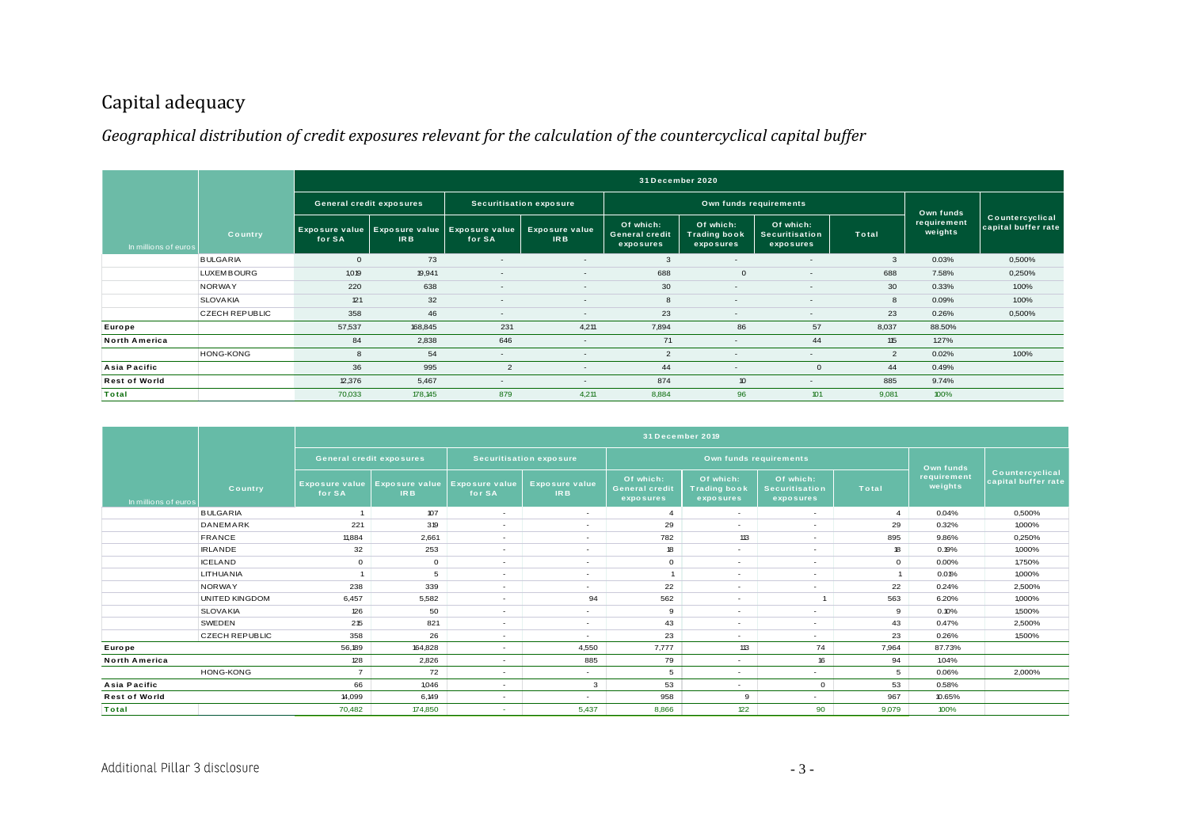# Capital adequacy

## *Geographical distribution of credit exposures relevant for the calculation of the countercyclical capital buffer*

| In millions of euros | Country | 31 December 2020 | | | | | | | | | |
|---|---|---|---|---|---|---|---|---|---|---|---|
| | | General credit exposures | | Securitisation exposure | | Own funds requirements | | | | Own funds requirement weights | Countercyclical capital buffer rate |
| | | Exposure value for SA | Exposure value IRB | Exposure value for SA | Exposure value IRB | Of which: General credit exposures | Of which: Trading book exposures | Of which: Securitisation exposures | Total | | |
| | BULGARIA | 0 | 73 | - | - | 3 | - | - | 3 | 0.03% | 0,500% |
| | LUXEMBOURG | 1,019 | 19,941 | - | - | 688 | 0 | - | 688 | 7.58% | 0,250% |
| | NORWAY | 220 | 638 | - | - | 30 | - | - | 30 | 0.33% | 1.00% |
| | SLOVAKIA | 121 | 32 | - | - | 8 | - | - | 8 | 0.09% | 1.00% |
| | CZECH REPUBLIC | 358 | 46 | - | - | 23 | - | - | 23 | 0.26% | 0,500% |
| **Europe** | | 57,537 | 168,845 | 231 | 4,211 | 7,894 | 86 | 57 | 8,037 | 88.50% | |
| **North America** | | 84 | 2,838 | 646 | - | 71 | - | 44 | 115 | 1.27% | |
| | HONG-KONG | 8 | 54 | - | - | 2 | - | - | 2 | 0.02% | 1.00% |
| **Asia Pacific** | | 36 | 995 | 2 | - | 44 | - | 0 | 44 | 0.49% | |
| **Rest of World** | | 12,376 | 5,467 | - | - | 874 | 10 | - | 885 | 9.74% | |
| **Total** | | 70,033 | 178,145 | 879 | 4,211 | 8,884 | 96 | 101 | 9,081 | 100% | |

| In millions of euros | Country | 31 December 2019 | | | | | | | | | |
|---|---|---|---|---|---|---|---|---|---|---|---|
| | | General credit exposures | | Securitisation exposure | | Own funds requirements | | | | Own funds requirement weights | Countercyclical capital buffer rate |
| | | Exposure value for SA | Exposure value IRB | Exposure value for SA | Exposure value IRB | Of which: General credit exposures | Of which: Trading book exposures | Of which: Securitisation exposures | Total | | |
| | BULGARIA | 1 | 107 | - | - | 4 | - | - | 4 | 0.04% | 0,500% |
| | DANEMARK | 221 | 319 | - | - | 29 | - | - | 29 | 0.32% | 1,000% |
| | FRANCE | 11,884 | 2,661 | - | - | 782 | 113 | - | 895 | 9.86% | 0,250% |
| | IRLANDE | 32 | 253 | - | - | 18 | - | - | 18 | 0.19% | 1,000% |
| | ICELAND | 0 | 0 | - | - | 0 | - | - | 0 | 0.00% | 1,750% |
| | LITHUANIA | 1 | 5 | - | - | 1 | - | - | 1 | 0.01% | 1,000% |
| | NORWAY | 238 | 339 | - | - | 22 | - | - | 22 | 0.24% | 2,500% |
| | UNITED KINGDOM | 6,457 | 5,582 | - | 94 | 562 | - | 1 | 563 | 6.20% | 1,000% |
| | SLOVAKIA | 126 | 50 | - | - | 9 | - | - | 9 | 0.10% | 1,500% |
| | SWEDEN | 215 | 821 | - | - | 43 | - | - | 43 | 0.47% | 2,500% |
| | CZECH REPUBLIC | 358 | 26 | - | - | 23 | - | - | 23 | 0.26% | 1,500% |
| **Europe** | | 56,189 | 164,828 | - | 4,550 | 7,777 | 113 | 74 | 7,964 | 87.73% | |
| **North America** | | 128 | 2,826 | - | 885 | 79 | - | 16 | 94 | 1.04% | |
| | HONG-KONG | 7 | 72 | - | - | 5 | - | - | 5 | 0.06% | 2,000% |
| **Asia Pacific** | | 66 | 1,046 | - | 3 | 53 | - | 0 | 53 | 0.58% | |
| **Rest of World** | | 14,099 | 6,149 | - | - | 958 | 9 | - | 967 | 10.65% | |
| **Total** | | 70,482 | 174,850 | - | 5,437 | 8,866 | 122 | 90 | 9,079 | 100% | |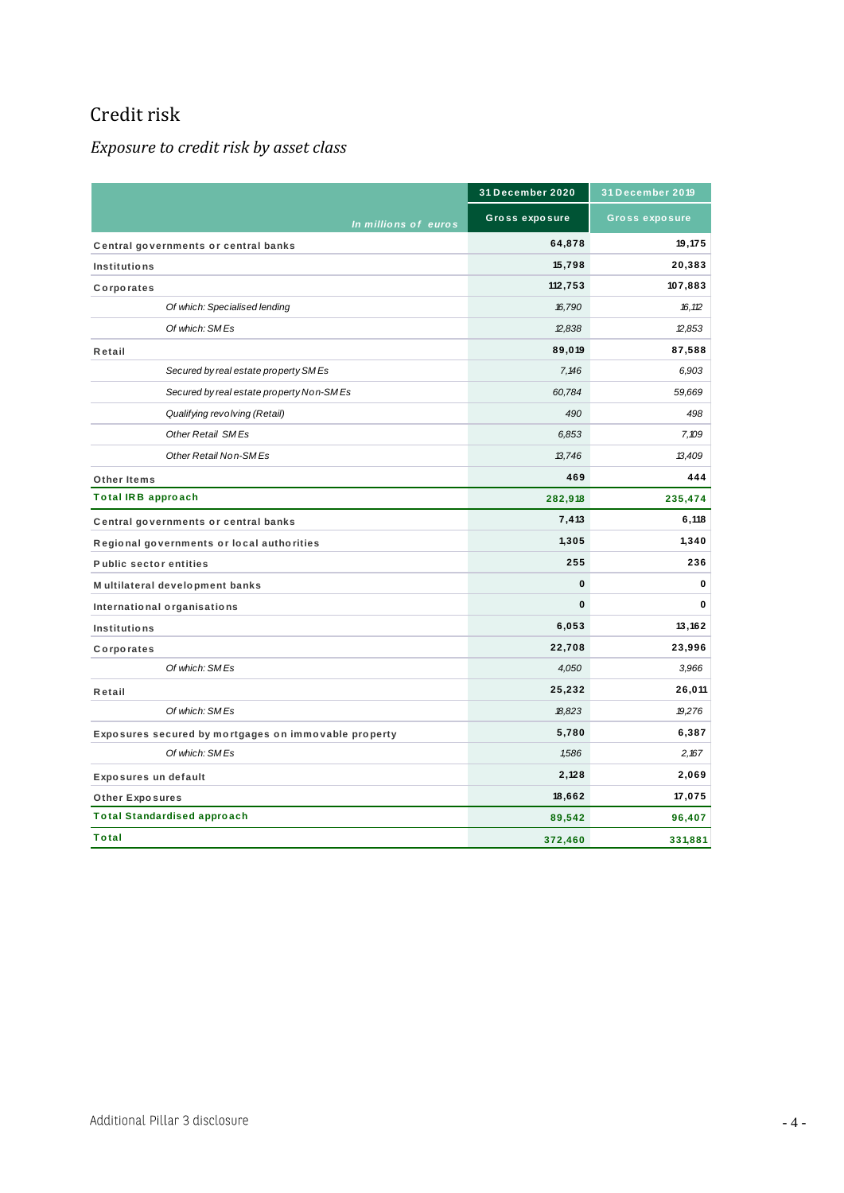# Credit risk

## *Exposure to credit risk by asset class*

| *In millions of euros* | 31 December 2020 | 31 December 2019 |
|---|---|---|
| | Gross exposure | Gross exposure |
| Central governments or central banks | 64,878 | 19,175 |
| Institutions | 15,798 | 20,383 |
| Corporates | 112,753 | 107,883 |
| *Of which: Specialised lending* | *16,790* | *16,112* |
| *Of which: SMEs* | *12,838* | *12,853* |
| Retail | 89,019 | 87,588 |
| *Secured by real estate property SMEs* | *7,146* | *6,903* |
| *Secured by real estate property Non-SMEs* | *60,784* | *59,669* |
| *Qualifying revolving (Retail)* | *490* | *498* |
| *Other Retail SMEs* | *6,853* | *7,109* |
| *Other Retail Non-SMEs* | *13,746* | *13,409* |
| Other Items | 469 | 444 |
| **Total IRB approach** | **282,918** | **235,474** |
| Central governments or central banks | 7,413 | 6,118 |
| Regional governments or local authorities | 1,305 | 1,340 |
| Public sector entities | 255 | 236 |
| Multilateral development banks | 0 | 0 |
| International organisations | 0 | 0 |
| Institutions | 6,053 | 13,162 |
| Corporates | 22,708 | 23,996 |
| *Of which: SMEs* | *4,050* | *3,966* |
| Retail | 25,232 | 26,011 |
| *Of which: SMEs* | *18,823* | *19,276* |
| Exposures secured by mortgages on immovable property | 5,780 | 6,387 |
| *Of which: SMEs* | *1,586* | *2,167* |
| Exposures un default | 2,128 | 2,069 |
| Other Exposures | 18,662 | 17,075 |
| **Total Standardised approach** | **89,542** | **96,407** |
| **Total** | **372,460** | **331,881** |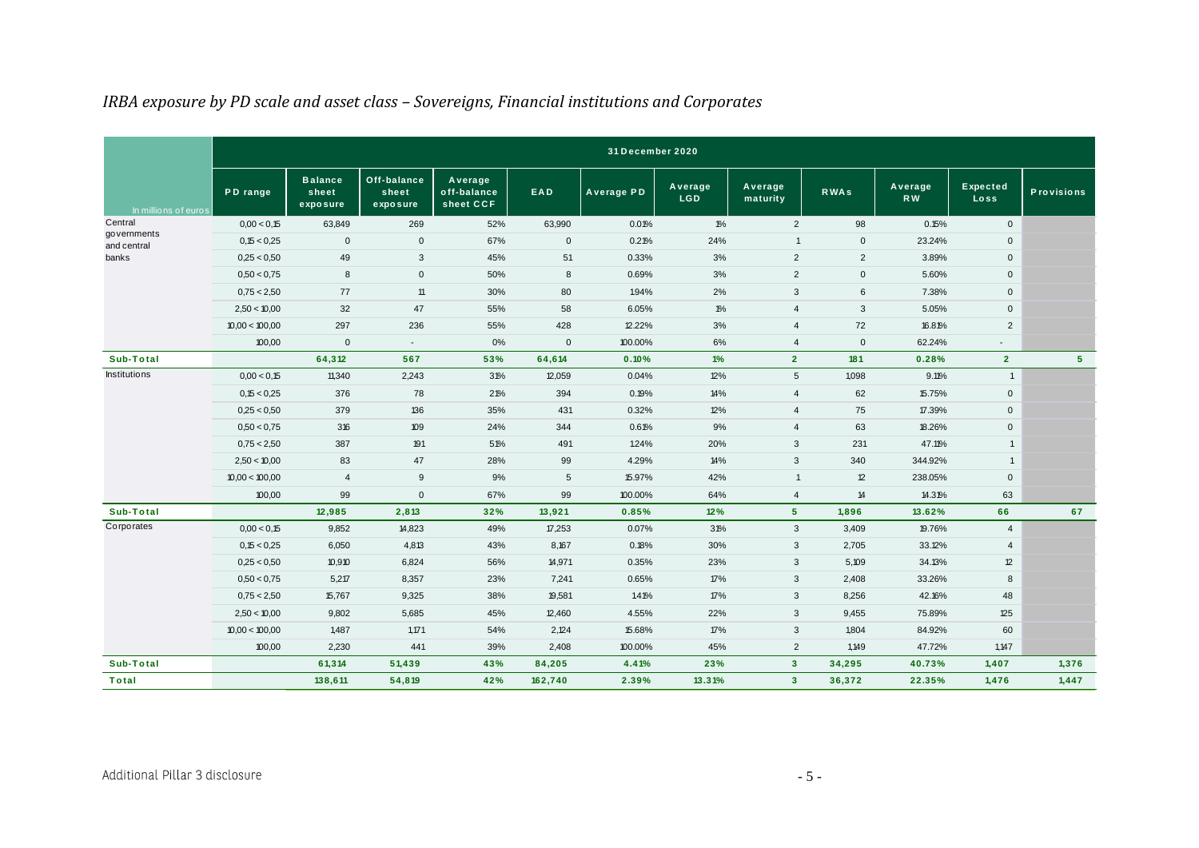*IRBA exposure by PD scale and asset class – Sovereigns, Financial institutions and Corporates*

| In millions of euros | 31 December 2020 | | | | | | | | | | | |
|---|---|---|---|---|---|---|---|---|---|---|---|---|
| | PD range | Balance sheet exposure | Off-balance sheet exposure | Average off-balance sheet CCF | EAD | Average PD | Average LGD | Average maturity | RWAs | Average RW | Expected Loss | Provisions |
| Central governments and central banks | 0,00 < 0,15 | 63,849 | 269 | 52% | 63,990 | 0.01% | 1% | 2 | 98 | 0.15% | 0 | |
| | 0,15 < 0,25 | 0 | 0 | 67% | 0 | 0.21% | 24% | 1 | 0 | 23.24% | 0 | |
| | 0,25 < 0,50 | 49 | 3 | 45% | 51 | 0.33% | 3% | 2 | 2 | 3.89% | 0 | |
| | 0,50 < 0,75 | 8 | 0 | 50% | 8 | 0.69% | 3% | 2 | 0 | 5.60% | 0 | |
| | 0,75 < 2,50 | 77 | 11 | 30% | 80 | 1.94% | 2% | 3 | 6 | 7.38% | 0 | |
| | 2,50 < 10,00 | 32 | 47 | 55% | 58 | 6.05% | 1% | 4 | 3 | 5.05% | 0 | |
| | 10,00 < 100,00 | 297 | 236 | 55% | 428 | 12.22% | 3% | 4 | 72 | 16.81% | 2 | |
| | 100,00 | 0 | - | 0% | 0 | 100.00% | 6% | 4 | 0 | 62.24% | - | |
| **Sub-Total** | | **64,312** | **567** | **53%** | **64,614** | **0.10%** | **1%** | **2** | **181** | **0.28%** | **2** | **5** |
| Institutions | 0,00 < 0,15 | 11,340 | 2,243 | 31% | 12,059 | 0.04% | 12% | 5 | 1,098 | 9.11% | 1 | |
| | 0,15 < 0,25 | 376 | 78 | 21% | 394 | 0.19% | 14% | 4 | 62 | 15.75% | 0 | |
| | 0,25 < 0,50 | 379 | 136 | 35% | 431 | 0.32% | 12% | 4 | 75 | 17.39% | 0 | |
| | 0,50 < 0,75 | 316 | 109 | 24% | 344 | 0.61% | 9% | 4 | 63 | 18.26% | 0 | |
| | 0,75 < 2,50 | 387 | 191 | 51% | 491 | 1.24% | 20% | 3 | 231 | 47.11% | 1 | |
| | 2,50 < 10,00 | 83 | 47 | 28% | 99 | 4.29% | 14% | 3 | 340 | 344.92% | 1 | |
| | 10,00 < 100,00 | 4 | 9 | 9% | 5 | 15.97% | 42% | 1 | 12 | 238.05% | 0 | |
| | 100,00 | 99 | 0 | 67% | 99 | 100.00% | 64% | 4 | 14 | 14.31% | 63 | |
| **Sub-Total** | | **12,985** | **2,813** | **32%** | **13,921** | **0.85%** | **12%** | **5** | **1,896** | **13.62%** | **66** | **67** |
| Corporates | 0,00 < 0,15 | 9,852 | 14,823 | 49% | 17,253 | 0.07% | 31% | 3 | 3,409 | 19.76% | 4 | |
| | 0,15 < 0,25 | 6,050 | 4,813 | 43% | 8,167 | 0.18% | 30% | 3 | 2,705 | 33.12% | 4 | |
| | 0,25 < 0,50 | 10,910 | 6,824 | 56% | 14,971 | 0.35% | 23% | 3 | 5,109 | 34.13% | 12 | |
| | 0,50 < 0,75 | 5,217 | 8,357 | 23% | 7,241 | 0.65% | 17% | 3 | 2,408 | 33.26% | 8 | |
| | 0,75 < 2,50 | 15,767 | 9,325 | 38% | 19,581 | 1.41% | 17% | 3 | 8,256 | 42.16% | 48 | |
| | 2,50 < 10,00 | 9,802 | 5,685 | 45% | 12,460 | 4.55% | 22% | 3 | 9,455 | 75.89% | 125 | |
| | 10,00 < 100,00 | 1,487 | 1,171 | 54% | 2,124 | 15.68% | 17% | 3 | 1,804 | 84.92% | 60 | |
| | 100,00 | 2,230 | 441 | 39% | 2,408 | 100.00% | 45% | 2 | 1,149 | 47.72% | 1,147 | |
| **Sub-Total** | | **61,314** | **51,439** | **43%** | **84,205** | **4.41%** | **23%** | **3** | **34,295** | **40.73%** | **1,407** | **1,376** |
| **Total** | | **138,611** | **54,819** | **42%** | **162,740** | **2.39%** | **13.31%** | **3** | **36,372** | **22.35%** | **1,476** | **1,447** |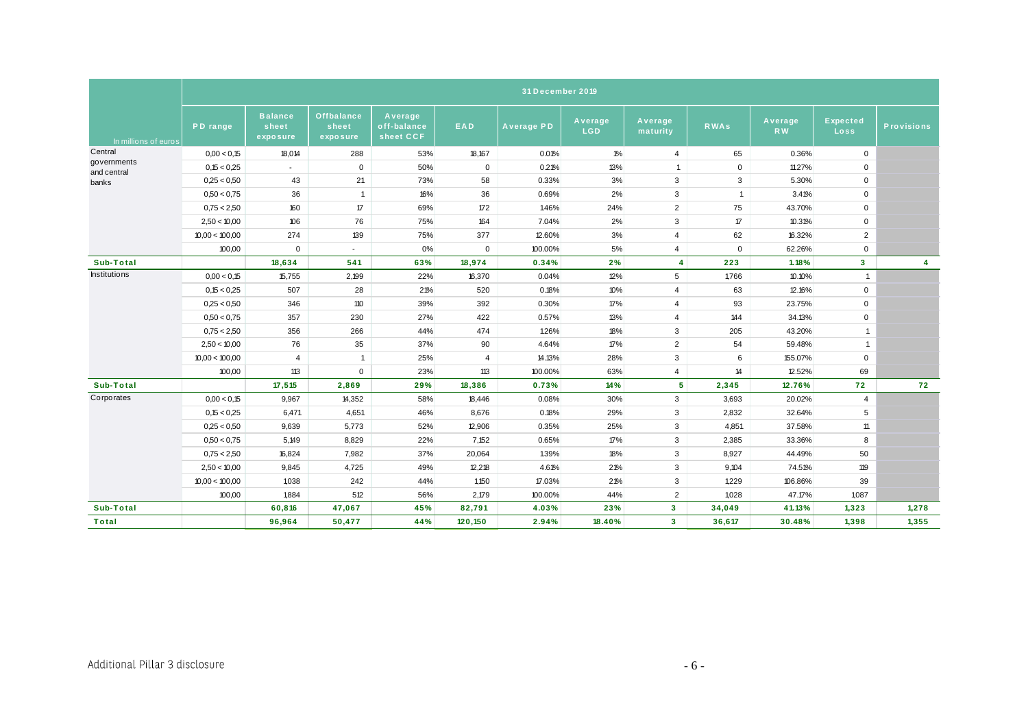| In millions of euros | 31 December 2019 | | | | | | | | | | | |
|---|---|---|---|---|---|---|---|---|---|---|---|---|
| | PD range | Balance sheet exposure | Offbalance sheet exposure | Average off-balance sheet CCF | EAD | Average PD | Average LGD | Average maturity | RWAs | Average RW | Expected Loss | Provisions |
| Central governments and central banks | 0,00 < 0,15 | 18,014 | 288 | 53% | 18,167 | 0.01% | 1% | 4 | 65 | 0.36% | 0 | |
| | 0,15 < 0,25 | - | 0 | 50% | 0 | 0.21% | 13% | 1 | 0 | 11.27% | 0 | |
| | 0,25 < 0,50 | 43 | 21 | 73% | 58 | 0.33% | 3% | 3 | 3 | 5.30% | 0 | |
| | 0,50 < 0,75 | 36 | 1 | 16% | 36 | 0.69% | 2% | 3 | 1 | 3.41% | 0 | |
| | 0,75 < 2,50 | 160 | 17 | 69% | 172 | 1.46% | 24% | 2 | 75 | 43.70% | 0 | |
| | 2,50 < 10,00 | 106 | 76 | 75% | 164 | 7.04% | 2% | 3 | 17 | 10.31% | 0 | |
| | 10,00 < 100,00 | 274 | 139 | 75% | 377 | 12.60% | 3% | 4 | 62 | 16.32% | 2 | |
| | 100,00 | 0 | - | 0% | 0 | 100.00% | 5% | 4 | 0 | 62.26% | 0 | |
| **Sub-Total** | | **18,634** | **541** | **63%** | **18,974** | **0.34%** | **2%** | **4** | **223** | **1.18%** | **3** | **4** |
| Institutions | 0,00 < 0,15 | 15,755 | 2,199 | 22% | 16,370 | 0.04% | 12% | 5 | 1,766 | 10.10% | 1 | |
| | 0,15 < 0,25 | 507 | 28 | 21% | 520 | 0.18% | 10% | 4 | 63 | 12.16% | 0 | |
| | 0,25 < 0,50 | 346 | 110 | 39% | 392 | 0.30% | 17% | 4 | 93 | 23.75% | 0 | |
| | 0,50 < 0,75 | 357 | 230 | 27% | 422 | 0.57% | 13% | 4 | 144 | 34.13% | 0 | |
| | 0,75 < 2,50 | 356 | 266 | 44% | 474 | 1.26% | 18% | 3 | 205 | 43.20% | 1 | |
| | 2,50 < 10,00 | 76 | 35 | 37% | 90 | 4.64% | 17% | 2 | 54 | 59.48% | 1 | |
| | 10,00 < 100,00 | 4 | 1 | 25% | 4 | 14.13% | 28% | 3 | 6 | 155.07% | 0 | |
| | 100,00 | 113 | 0 | 23% | 113 | 100.00% | 63% | 4 | 14 | 12.52% | 69 | |
| **Sub-Total** | | **17,515** | **2,869** | **29%** | **18,386** | **0.73%** | **14%** | **5** | **2,345** | **12.76%** | **72** | **72** |
| Corporates | 0,00 < 0,15 | 9,967 | 14,352 | 58% | 18,446 | 0.08% | 30% | 3 | 3,693 | 20.02% | 4 | |
| | 0,15 < 0,25 | 6,471 | 4,651 | 46% | 8,676 | 0.18% | 29% | 3 | 2,832 | 32.64% | 5 | |
| | 0,25 < 0,50 | 9,639 | 5,773 | 52% | 12,906 | 0.35% | 25% | 3 | 4,851 | 37.58% | 11 | |
| | 0,50 < 0,75 | 5,149 | 8,829 | 22% | 7,152 | 0.65% | 17% | 3 | 2,385 | 33.36% | 8 | |
| | 0,75 < 2,50 | 16,824 | 7,982 | 37% | 20,064 | 1.39% | 18% | 3 | 8,927 | 44.49% | 50 | |
| | 2,50 < 10,00 | 9,845 | 4,725 | 49% | 12,218 | 4.61% | 21% | 3 | 9,104 | 74.51% | 119 | |
| | 10,00 < 100,00 | 1,038 | 242 | 44% | 1,150 | 17.03% | 21% | 3 | 1,229 | 106.86% | 39 | |
| | 100,00 | 1,884 | 512 | 56% | 2,179 | 100.00% | 44% | 2 | 1,028 | 47.17% | 1,087 | |
| **Sub-Total** | | **60,816** | **47,067** | **45%** | **82,791** | **4.03%** | **23%** | **3** | **34,049** | **41.13%** | **1,323** | **1,278** |
| **Total** | | **96,964** | **50,477** | **44%** | **120,150** | **2.94%** | **18.40%** | **3** | **36,617** | **30.48%** | **1,398** | **1,355** |

Additional Pillar 3 disclosure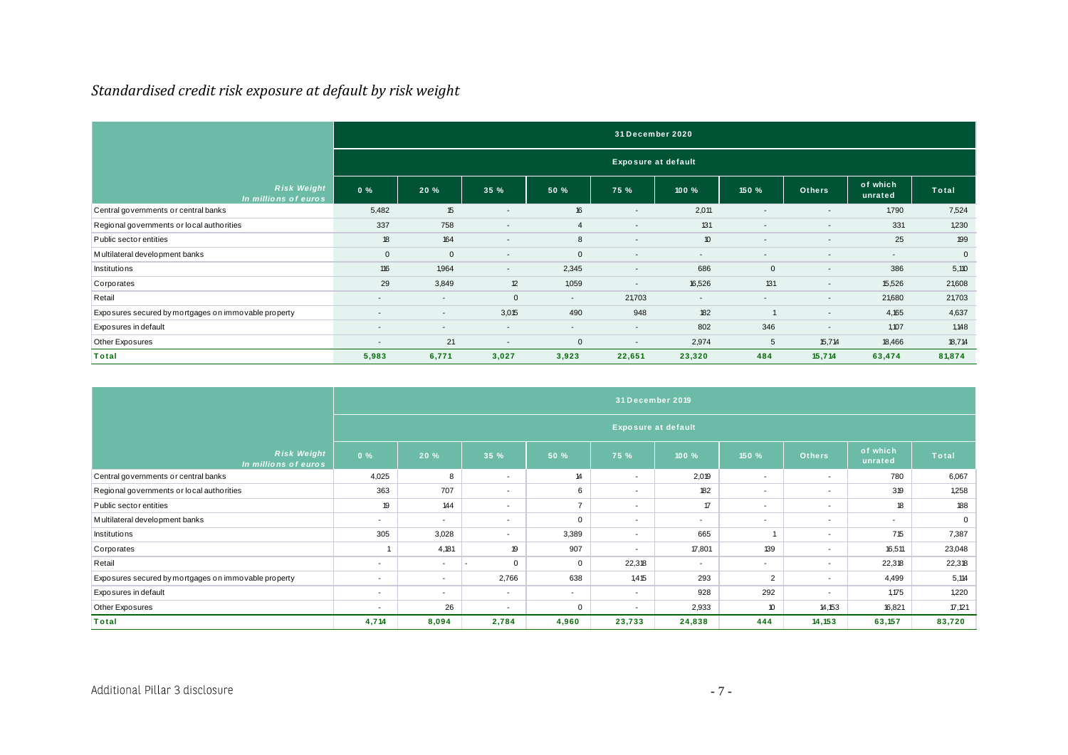## *Standardised credit risk exposure at default by risk weight*

| Risk Weight<br>In millions of euros | 31 December 2020 | | | | | | | | | |
|---|---|---|---|---|---|---|---|---|---|---|
| | Exposure at default | | | | | | | | | |
| | 0 % | 20 % | 35 % | 50 % | 75 % | 100 % | 150 % | Others | of which unrated | Total |
| Central governments or central banks | 5,482 | 15 | - | 16 | - | 2,011 | - | - | 1,790 | 7,524 |
| Regional governments or local authorities | 337 | 758 | - | 4 | - | 131 | - | - | 331 | 1,230 |
| Public sector entities | 18 | 164 | - | 8 | - | 10 | - | - | 25 | 199 |
| Multilateral development banks | 0 | 0 | - | 0 | - | - | - | - | - | 0 |
| Institutions | 116 | 1,964 | - | 2,345 | - | 686 | 0 | - | 386 | 5,110 |
| Corporates | 29 | 3,849 | 12 | 1,059 | - | 16,526 | 131 | - | 15,526 | 21,608 |
| Retail | - | - | 0 | - | 21,703 | - | - | - | 21,680 | 21,703 |
| Exposures secured by mortgages on immovable property | - | - | 3,015 | 490 | 948 | 182 | 1 | - | 4,165 | 4,637 |
| Exposures in default | - | - | - | - | - | 802 | 346 | - | 1,107 | 1,148 |
| Other Exposures | - | 21 | - | 0 | - | 2,974 | 5 | 15,714 | 18,466 | 18,714 |
| **Total** | **5,983** | **6,771** | **3,027** | **3,923** | **22,651** | **23,320** | **484** | **15,714** | **63,474** | **81,874** |

| Risk Weight<br>In millions of euros | 31 December 2019 | | | | | | | | | |
|---|---|---|---|---|---|---|---|---|---|---|
| | Exposure at default | | | | | | | | | |
| | 0 % | 20 % | 35 % | 50 % | 75 % | 100 % | 150 % | Others | of which unrated | Total |
| Central governments or central banks | 4,025 | 8 | - | 14 | - | 2,019 | - | - | 780 | 6,067 |
| Regional governments or local authorities | 363 | 707 | - | 6 | - | 182 | - | - | 319 | 1,258 |
| Public sector entities | 19 | 144 | - | 7 | - | 17 | - | - | 18 | 188 |
| Multilateral development banks | - | - | - | 0 | - | - | - | - | - | 0 |
| Institutions | 305 | 3,028 | - | 3,389 | - | 665 | 1 | - | 715 | 7,387 |
| Corporates | 1 | 4,181 | 19 | 907 | - | 17,801 | 139 | - | 16,511 | 23,048 |
| Retail | - | - | 0 | 0 | 22,318 | - | - | - | 22,318 | 22,318 |
| Exposures secured by mortgages on immovable property | - | - | 2,766 | 638 | 1,415 | 293 | 2 | - | 4,499 | 5,114 |
| Exposures in default | - | - | - | - | - | 928 | 292 | - | 1,175 | 1,220 |
| Other Exposures | - | 26 | - | 0 | - | 2,933 | 10 | 14,153 | 16,821 | 17,121 |
| **Total** | **4,714** | **8,094** | **2,784** | **4,960** | **23,733** | **24,838** | **444** | **14,153** | **63,157** | **83,720** |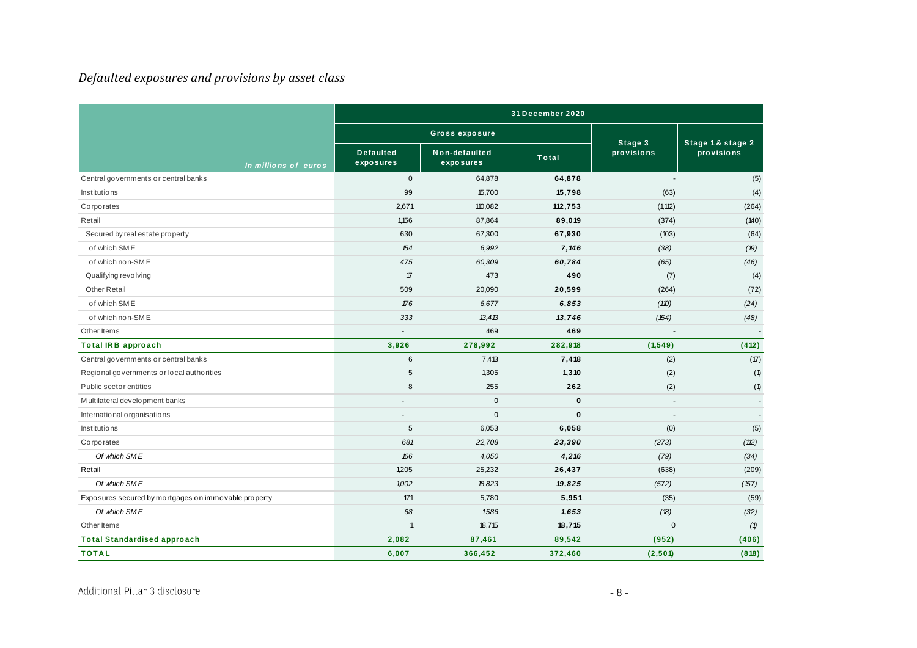## *Defaulted exposures and provisions by asset class*

| | 31 December 2020 | | | | |
|---|---|---|---|---|---|
| | Gross exposure | | | Stage 3 provisions | Stage 1 & stage 2 provisions |
| *In millions of euros* | Defaulted exposures | Non-defaulted exposures | Total | | |
| Central governments or central banks | 0 | 64,878 | **64,878** | - | (5) |
| Institutions | 99 | 15,700 | **15,798** | (63) | (4) |
| Corporates | 2,671 | 110,082 | **112,753** | (1,112) | (264) |
| Retail | 1,156 | 87,864 | **89,019** | (374) | (140) |
| Secured by real estate property | 630 | 67,300 | **67,930** | (103) | (64) |
| of which SME | *154* | *6,992* | ***7,146*** | *(38)* | *(19)* |
| of which non-SME | *475* | *60,309* | ***60,784*** | *(65)* | *(46)* |
| Qualifying revolving | 17 | 473 | **490** | (7) | (4) |
| Other Retail | 509 | 20,090 | **20,599** | (264) | (72) |
| of which SME | *176* | *6,677* | ***6,853*** | *(110)* | *(24)* |
| of which non-SME | *333* | *13,413* | ***13,746*** | *(154)* | *(48)* |
| Other Items | - | 469 | **469** | - | - |
| **Total IRB approach** | **3,926** | **278,992** | **282,918** | **(1,549)** | **(412)** |
| Central governments or central banks | 6 | 7,413 | **7,418** | (2) | (17) |
| Regional governments or local authorities | 5 | 1,305 | **1,310** | (2) | (1) |
| Public sector entities | 8 | 255 | **262** | (2) | (1) |
| Multilateral development banks | - | 0 | **0** | - | - |
| International organisations | - | 0 | **0** | - | - |
| Institutions | 5 | 6,053 | **6,058** | (0) | (5) |
| Corporates | *681* | *22,708* | ***23,390*** | *(273)* | *(112)* |
| *Of which SME* | *166* | *4,050* | ***4,216*** | *(79)* | *(34)* |
| Retail | 1,205 | 25,232 | **26,437** | (638) | (209) |
| *Of which SME* | *1,002* | *18,823* | ***19,825*** | *(572)* | *(157)* |
| Exposures secured by mortgages on immovable property | 171 | 5,780 | **5,951** | (35) | (59) |
| *Of which SME* | *68* | *1,586* | ***1,653*** | *(18)* | *(32)* |
| Other Items | 1 | 18,715 | **18,715** | 0 | (1) |
| **Total Standardised approach** | **2,082** | **87,461** | **89,542** | **(952)** | **(406)** |
| **TOTAL** | **6,007** | **366,452** | **372,460** | **(2,501)** | **(818)** |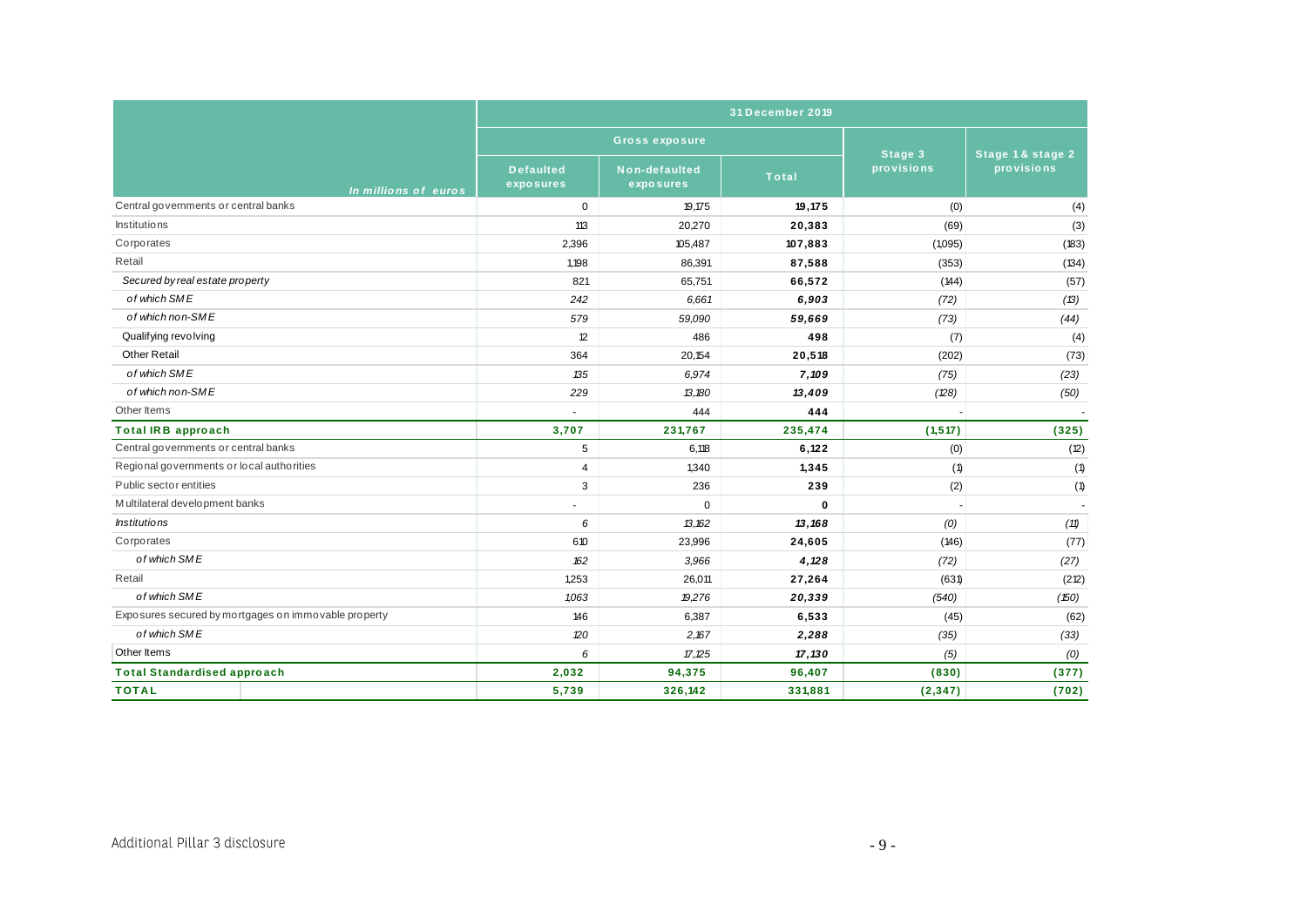| In millions of euros | 31 December 2019 | | | | |
|---|---|---|---|---|---|
| | Gross exposure | | | Stage 3 provisions | Stage 1 & stage 2 provisions |
| | Defaulted exposures | Non-defaulted exposures | Total | | |
| Central governments or central banks | 0 | 19,175 | **19,175** | (0) | (4) |
| Institutions | 113 | 20,270 | **20,383** | (69) | (3) |
| Corporates | 2,396 | 105,487 | **107,883** | (1,095) | (183) |
| Retail | 1,198 | 86,391 | **87,588** | (353) | (134) |
| *Secured by real estate property* | 821 | 65,751 | **66,572** | (144) | (57) |
| *of which SME* | *242* | *6,661* | ***6,903*** | *(72)* | *(13)* |
| *of which non-SME* | *579* | *59,090* | ***59,669*** | *(73)* | *(44)* |
| Qualifying revolving | 12 | 486 | **498** | (7) | (4) |
| Other Retail | 364 | 20,154 | **20,518** | (202) | (73) |
| *of which SME* | *135* | *6,974* | ***7,109*** | *(75)* | *(23)* |
| *of which non-SME* | *229* | *13,180* | ***13,409*** | *(128)* | *(50)* |
| Other Items | - | 444 | **444** | - | - |
| **Total IRB approach** | **3,707** | **231,767** | **235,474** | **(1,517)** | **(325)** |
| Central governments or central banks | 5 | 6,118 | **6,122** | (0) | (12) |
| Regional governments or local authorities | 4 | 1,340 | **1,345** | (1) | (1) |
| Public sector entities | 3 | 236 | **239** | (2) | (1) |
| Multilateral development banks | - | 0 | **0** | - | - |
| *Institutions* | *6* | *13,162* | ***13,168*** | *(0)* | *(11)* |
| Corporates | 610 | 23,996 | **24,605** | (146) | (77) |
| *of which SME* | *162* | *3,966* | ***4,128*** | *(72)* | *(27)* |
| Retail | 1,253 | 26,011 | **27,264** | (631) | (212) |
| *of which SME* | *1,063* | *19,276* | ***20,339*** | *(540)* | *(150)* |
| Exposures secured by mortgages on immovable property | 146 | 6,387 | **6,533** | (45) | (62) |
| *of which SME* | *120* | *2,167* | ***2,288*** | *(35)* | *(33)* |
| Other Items | *6* | *17,125* | ***17,130*** | *(5)* | *(0)* |
| **Total Standardised approach** | **2,032** | **94,375** | **96,407** | **(830)** | **(377)** |
| **TOTAL** | **5,739** | **326,142** | **331,881** | **(2,347)** | **(702)** |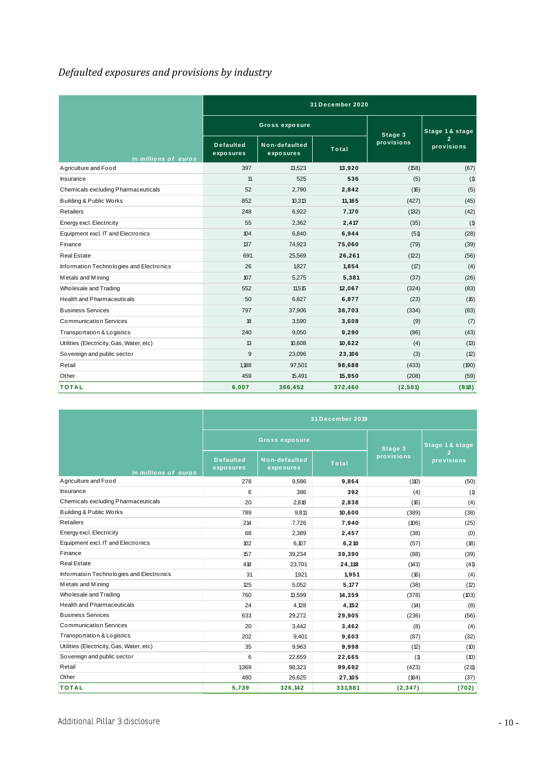*Defaulted exposures and provisions by industry*

| In millions of euros | 31 December 2020 | | | | |
|---|---|---|---|---|---|
| | Gross exposure | | | Stage 3 provisions | Stage 1 & stage 2 provisions |
| | Defaulted exposures | Non-defaulted exposures | Total | | |
| Agriculture and Food | 397 | 13,523 | **13,920** | (158) | (67) |
| Insurance | 11 | 525 | **536** | (5) | (1) |
| Chemicals excluding Pharmaceuticals | 52 | 2,790 | **2,842** | (16) | (5) |
| Building & Public Works | 852 | 10,313 | **11,165** | (427) | (45) |
| Retailers | 248 | 6,922 | **7,170** | (132) | (42) |
| Energy excl. Electricity | 55 | 2,362 | **2,417** | (35) | (1) |
| Equipment excl. IT and Electronics | 104 | 6,840 | **6,944** | (51) | (28) |
| Finance | 137 | 74,923 | **75,060** | (79) | (39) |
| Real Estate | 691 | 25,569 | **26,261** | (122) | (56) |
| Information Technologies and Electronics | 26 | 1,827 | **1,854** | (17) | (4) |
| Metals and Mining | 107 | 5,275 | **5,381** | (37) | (26) |
| Wholesale and Trading | 552 | 11,515 | **12,067** | (324) | (83) |
| Health and Pharmaceuticals | 50 | 6,827 | **6,877** | (23) | (16) |
| Business Services | 797 | 37,906 | **38,703** | (334) | (83) |
| Communication Services | 18 | 3,590 | **3,608** | (9) | (7) |
| Transportation & Logistics | 240 | 9,050 | **9,290** | (86) | (43) |
| Utilities (Electricity, Gas, Water, etc) | 13 | 10,608 | **10,622** | (4) | (13) |
| Sovereign and public sector | 9 | 23,096 | **23,106** | (3) | (12) |
| Retail | 1,188 | 97,501 | **98,688** | (433) | (190) |
| Other | 459 | 15,491 | **15,950** | (208) | (59) |
| **TOTAL** | **6,007** | **366,452** | **372,460** | **(2,501)** | **(818)** |

| In millions of euros | 31 December 2019 | | | | |
|---|---|---|---|---|---|
| | Gross exposure | | | Stage 3 provisions | Stage 1 & stage 2 provisions |
| | Defaulted exposures | Non-defaulted exposures | Total | | |
| Agriculture and Food | 278 | 9,586 | **9,864** | (110) | (50) |
| Insurance | 6 | 386 | **392** | (4) | (1) |
| Chemicals excluding Pharmaceuticals | 20 | 2,818 | **2,838** | (16) | (4) |
| Building & Public Works | 789 | 9,811 | **10,600** | (389) | (38) |
| Retailers | 214 | 7,726 | **7,940** | (106) | (25) |
| Energy excl. Electricity | 68 | 2,389 | **2,457** | (38) | (0) |
| Equipment excl. IT and Electronics | 102 | 6,107 | **6,210** | (57) | (18) |
| Finance | 157 | 39,234 | **39,390** | (88) | (39) |
| Real Estate | 418 | 23,701 | **24,118** | (143) | (41) |
| Information Technologies and Electronics | 31 | 1,921 | **1,951** | (16) | (4) |
| Metals and Mining | 125 | 5,052 | **5,177** | (38) | (12) |
| Wholesale and Trading | 760 | 13,599 | **14,359** | (378) | (103) |
| Health and Pharmaceuticals | 24 | 4,128 | **4,152** | (14) | (8) |
| Business Services | 633 | 29,272 | **29,905** | (236) | (56) |
| Communication Services | 20 | 3,442 | **3,462** | (8) | (4) |
| Transportation & Logistics | 202 | 9,401 | **9,603** | (87) | (32) |
| Utilities (Electricity, Gas, Water, etc) | 35 | 9,963 | **9,998** | (12) | (10) |
| Sovereign and public sector | 6 | 22,659 | **22,665** | (1) | (10) |
| Retail | 1,369 | 98,323 | **99,692** | (423) | (211) |
| Other | 480 | 26,625 | **27,105** | (184) | (37) |
| **TOTAL** | **5,739** | **326,142** | **331,881** | **(2,347)** | **(702)** |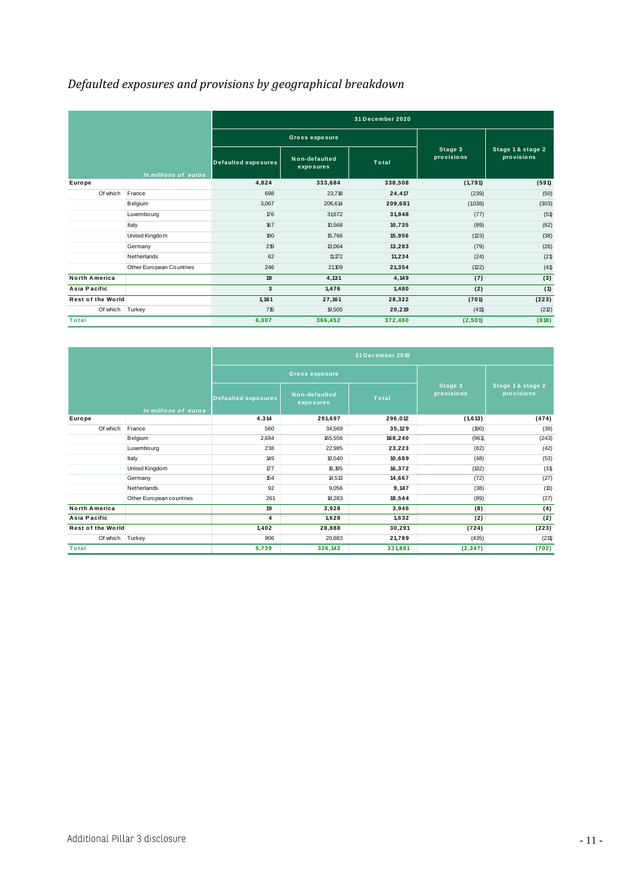# *Defaulted exposures and provisions by geographical breakdown*

| In millions of euros | | 31 December 2020 | | | | |
|---|---|---|---|---|---|---|
| | | Gross exposure | | | Stage 3 provisions | Stage 1 & stage 2 provisions |
| | | Defaulted exposures | Non-defaulted exposures | Total | | |
| **Europe** | | **4,824** | **333,684** | **338,508** | **(1,791)** | **(591)** |
| Of which | France | 698 | 23,718 | **24,417** | (239) | (50) |
| | Belgium | 3,067 | 206,614 | **209,681** | (1,038) | (303) |
| | Luxembourg | 176 | 31,672 | **31,848** | (77) | (51) |
| | Italy | 167 | 10,568 | **10,735** | (89) | (62) |
| | United Kingdom | 190 | 15,766 | **15,956** | (123) | (38) |
| | Germany | 219 | 13,064 | **13,283** | (79) | (26) |
| | Netherlands | 62 | 11,172 | **11,234** | (24) | (21) |
| | Other European Countries | 246 | 21,109 | **21,354** | (122) | (41) |
| **North America** | | **18** | **4,131** | **4,149** | **(7)** | **(3)** |
| **Asia Pacific** | | **3** | **1,476** | **1,480** | **(2)** | **(1)** |
| **Rest of the World** | | **1,161** | **27,161** | **28,322** | **(701)** | **(223)** |
| Of which | Turkey | 715 | 19,505 | **20,219** | (411) | (212) |
| **Total** | | **6,007** | **366,452** | **372,460** | **(2,501)** | **(818)** |

| In millions of euros | | 31 December 2019 | | | | |
|---|---|---|---|---|---|---|
| | | Gross exposure | | | Stage 3 provisions | Stage 1 & stage 2 provisions |
| | | Defaulted exposures | Non-defaulted exposures | Total | | |
| **Europe** | | **4,314** | **291,697** | **296,012** | **(1,613)** | **(474)** |
| Of which | France | 560 | 34,569 | **35,129** | (190) | (39) |
| | Belgium | 2,684 | 165,556 | **168,240** | (961) | (243) |
| | Luxembourg | 238 | 22,985 | **23,223** | (82) | (42) |
| | Italy | 149 | 10,540 | **10,689** | (48) | (53) |
| | United Kingdom | 177 | 16,195 | **16,372** | (132) | (31) |
| | Germany | 154 | 14,513 | **14,667** | (72) | (27) |
| | Netherlands | 92 | 9,056 | **9,147** | (38) | (13) |
| | Other European countries | 261 | 18,283 | **18,544** | (89) | (27) |
| **North America** | | **19** | **3,928** | **3,946** | **(8)** | **(4)** |
| **Asia Pacific** | | **4** | **1,628** | **1,632** | **(2)** | **(2)** |
| **Rest of the World** | | **1,402** | **28,888** | **30,291** | **(724)** | **(223)** |
| Of which | Turkey | 906 | 20,883 | **21,789** | (435) | (211) |
| **Total** | | **5,739** | **326,142** | **331,881** | **(2,347)** | **(702)** |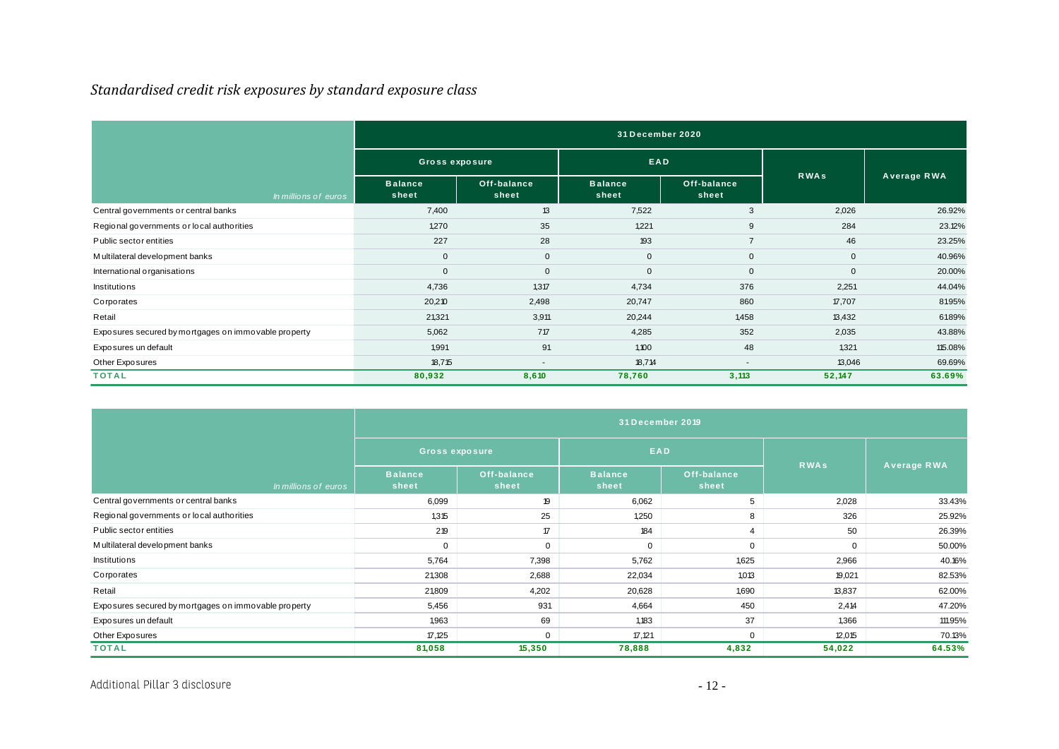## *Standardised credit risk exposures by standard exposure class*

| In millions of euros | 31 December 2020 | | | | | |
|---|---|---|---|---|---|---|
| | Gross exposure | | EAD | | RWAs | Average RWA |
| | Balance sheet | Off-balance sheet | Balance sheet | Off-balance sheet | | |
| Central governments or central banks | 7,400 | 13 | 7,522 | 3 | 2,026 | 26.92% |
| Regional governments or local authorities | 1,270 | 35 | 1,221 | 9 | 284 | 23.12% |
| Public sector entities | 227 | 28 | 193 | 7 | 46 | 23.25% |
| Multilateral development banks | 0 | 0 | 0 | 0 | 0 | 40.96% |
| International organisations | 0 | 0 | 0 | 0 | 0 | 20.00% |
| Institutions | 4,736 | 1,317 | 4,734 | 376 | 2,251 | 44.04% |
| Corporates | 20,210 | 2,498 | 20,747 | 860 | 17,707 | 81.95% |
| Retail | 21,321 | 3,911 | 20,244 | 1,458 | 13,432 | 61.89% |
| Exposures secured by mortgages on immovable property | 5,062 | 717 | 4,285 | 352 | 2,035 | 43.88% |
| Exposures un default | 1,991 | 91 | 1,100 | 48 | 1,321 | 115.08% |
| Other Exposures | 18,715 | - | 18,714 | - | 13,046 | 69.69% |
| **TOTAL** | **80,932** | **8,610** | **78,760** | **3,113** | **52,147** | **63.69%** |

| In millions of euros | 31 December 2019 | | | | | |
|---|---|---|---|---|---|---|
| | Gross exposure | | EAD | | RWAs | Average RWA |
| | Balance sheet | Off-balance sheet | Balance sheet | Off-balance sheet | | |
| Central governments or central banks | 6,099 | 19 | 6,062 | 5 | 2,028 | 33.43% |
| Regional governments or local authorities | 1,315 | 25 | 1,250 | 8 | 326 | 25.92% |
| Public sector entities | 219 | 17 | 184 | 4 | 50 | 26.39% |
| Multilateral development banks | 0 | 0 | 0 | 0 | 0 | 50.00% |
| Institutions | 5,764 | 7,398 | 5,762 | 1,625 | 2,966 | 40.16% |
| Corporates | 21,308 | 2,688 | 22,034 | 1,013 | 19,021 | 82.53% |
| Retail | 21,809 | 4,202 | 20,628 | 1,690 | 13,837 | 62.00% |
| Exposures secured by mortgages on immovable property | 5,456 | 931 | 4,664 | 450 | 2,414 | 47.20% |
| Exposures un default | 1,963 | 69 | 1,183 | 37 | 1,366 | 111.95% |
| Other Exposures | 17,125 | 0 | 17,121 | 0 | 12,015 | 70.13% |
| **TOTAL** | **81,058** | **15,350** | **78,888** | **4,832** | **54,022** | **64.53%** |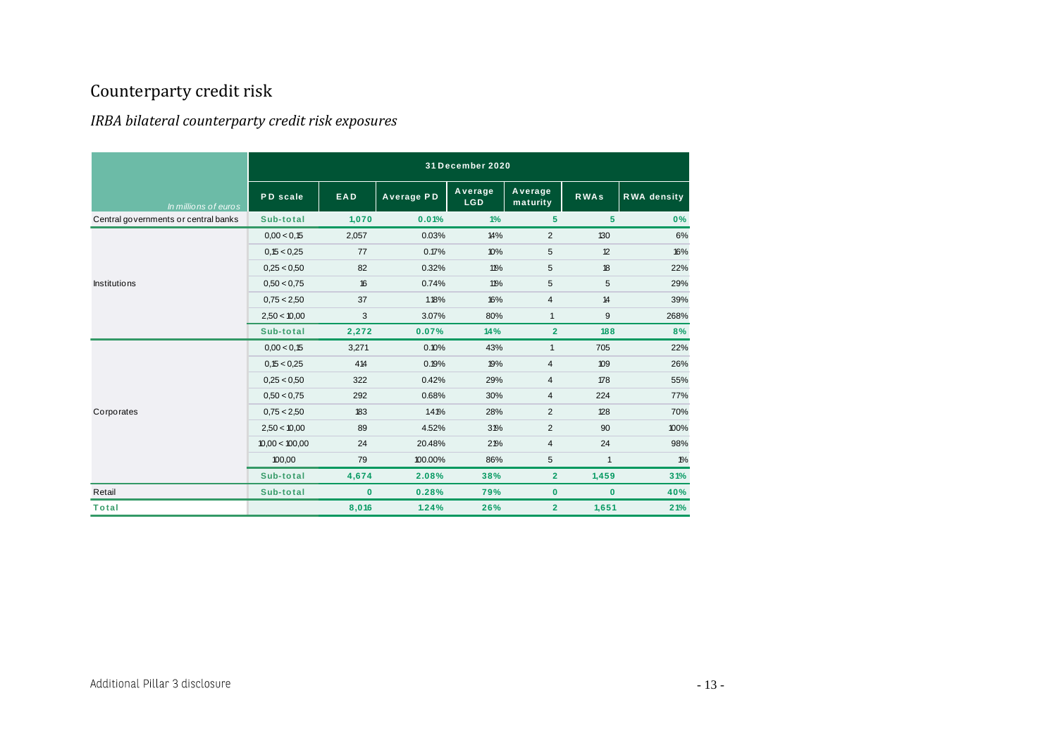## Counterparty credit risk

### *IRBA bilateral counterparty credit risk exposures*

| *In millions of euros* | 31 December 2020 | | | | | | |
|---|---|---|---|---|---|---|---|
| | PD scale | EAD | Average PD | Average LGD | Average maturity | RWAs | RWA density |
| Central governments or central banks | Sub-total | 1,070 | 0.01% | 1% | 5 | 5 | 0% |
| Institutions | 0,00 < 0,15 | 2,057 | 0.03% | 14% | 2 | 130 | 6% |
| | 0,15 < 0,25 | 77 | 0.17% | 10% | 5 | 12 | 16% |
| | 0,25 < 0,50 | 82 | 0.32% | 11% | 5 | 18 | 22% |
| | 0,50 < 0,75 | 16 | 0.74% | 11% | 5 | 5 | 29% |
| | 0,75 < 2,50 | 37 | 1.18% | 16% | 4 | 14 | 39% |
| | 2,50 < 10,00 | 3 | 3.07% | 80% | 1 | 9 | 268% |
| | Sub-total | 2,272 | 0.07% | 14% | 2 | 188 | 8% |
| Corporates | 0,00 < 0,15 | 3,271 | 0.10% | 43% | 1 | 705 | 22% |
| | 0,15 < 0,25 | 414 | 0.19% | 19% | 4 | 109 | 26% |
| | 0,25 < 0,50 | 322 | 0.42% | 29% | 4 | 178 | 55% |
| | 0,50 < 0,75 | 292 | 0.68% | 30% | 4 | 224 | 77% |
| | 0,75 < 2,50 | 183 | 1.41% | 28% | 2 | 128 | 70% |
| | 2,50 < 10,00 | 89 | 4.52% | 31% | 2 | 90 | 100% |
| | 10,00 < 100,00 | 24 | 20.48% | 21% | 4 | 24 | 98% |
| | 100,00 | 79 | 100.00% | 86% | 5 | 1 | 1% |
| | Sub-total | 4,674 | 2.08% | 38% | 2 | 1,459 | 31% |
| Retail | Sub-total | 0 | 0.28% | 79% | 0 | 0 | 40% |
| **Total** | | **8,016** | **1.24%** | **26%** | **2** | **1,651** | **21%** |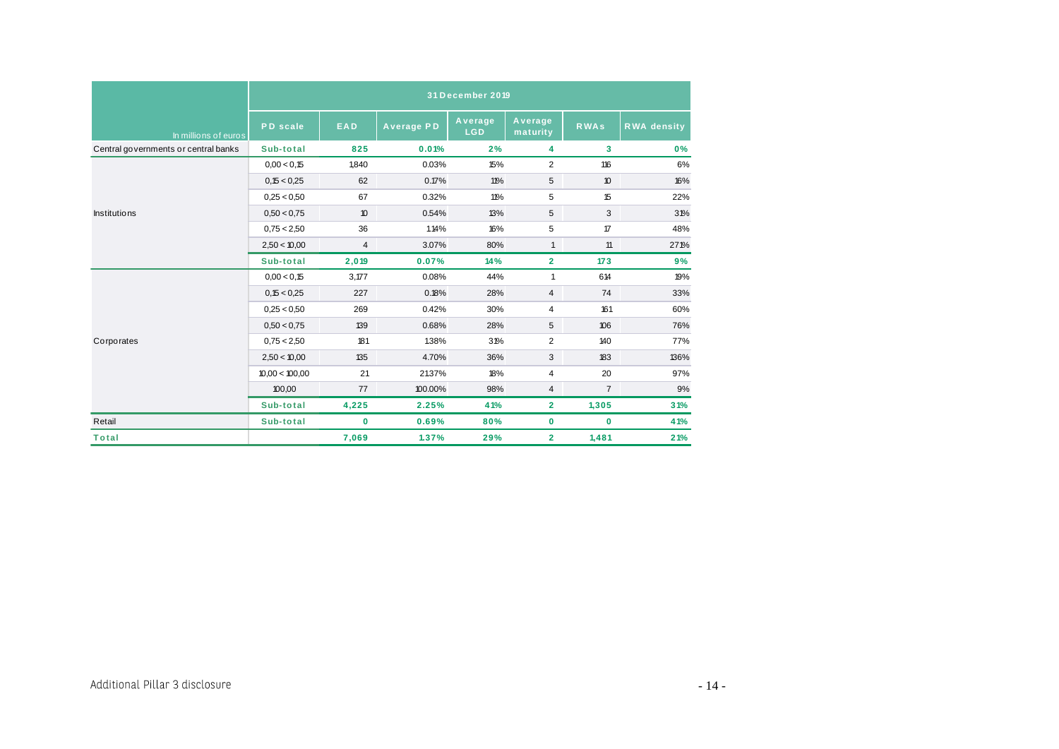| In millions of euros | 31 December 2019 | | | | | | |
|---|---|---|---|---|---|---|---|
| | PD scale | EAD | Average PD | Average LGD | Average maturity | RWAs | RWA density |
| Central governments or central banks | Sub-total | 825 | 0.01% | 2% | 4 | 3 | 0% |
| Institutions | 0,00 < 0,15 | 1,840 | 0.03% | 15% | 2 | 116 | 6% |
| | 0,15 < 0,25 | 62 | 0.17% | 11% | 5 | 10 | 16% |
| | 0,25 < 0,50 | 67 | 0.32% | 11% | 5 | 15 | 22% |
| | 0,50 < 0,75 | 10 | 0.54% | 13% | 5 | 3 | 31% |
| | 0,75 < 2,50 | 36 | 1.14% | 16% | 5 | 17 | 48% |
| | 2,50 < 10,00 | 4 | 3.07% | 80% | 1 | 11 | 271% |
| | Sub-total | 2,019 | 0.07% | 14% | 2 | 173 | 9% |
| Corporates | 0,00 < 0,15 | 3,177 | 0.08% | 44% | 1 | 614 | 19% |
| | 0,15 < 0,25 | 227 | 0.18% | 28% | 4 | 74 | 33% |
| | 0,25 < 0,50 | 269 | 0.42% | 30% | 4 | 161 | 60% |
| | 0,50 < 0,75 | 139 | 0.68% | 28% | 5 | 106 | 76% |
| | 0,75 < 2,50 | 181 | 1.38% | 31% | 2 | 140 | 77% |
| | 2,50 < 10,00 | 135 | 4.70% | 36% | 3 | 183 | 136% |
| | 10,00 < 100,00 | 21 | 21.37% | 18% | 4 | 20 | 97% |
| | 100,00 | 77 | 100.00% | 98% | 4 | 7 | 9% |
| | Sub-total | 4,225 | 2.25% | 41% | 2 | 1,305 | 31% |
| Retail | Sub-total | 0 | 0.69% | 80% | 0 | 0 | 41% |
| Total | | 7,069 | 1.37% | 29% | 2 | 1,481 | 21% |

Additional Pillar 3 disclosure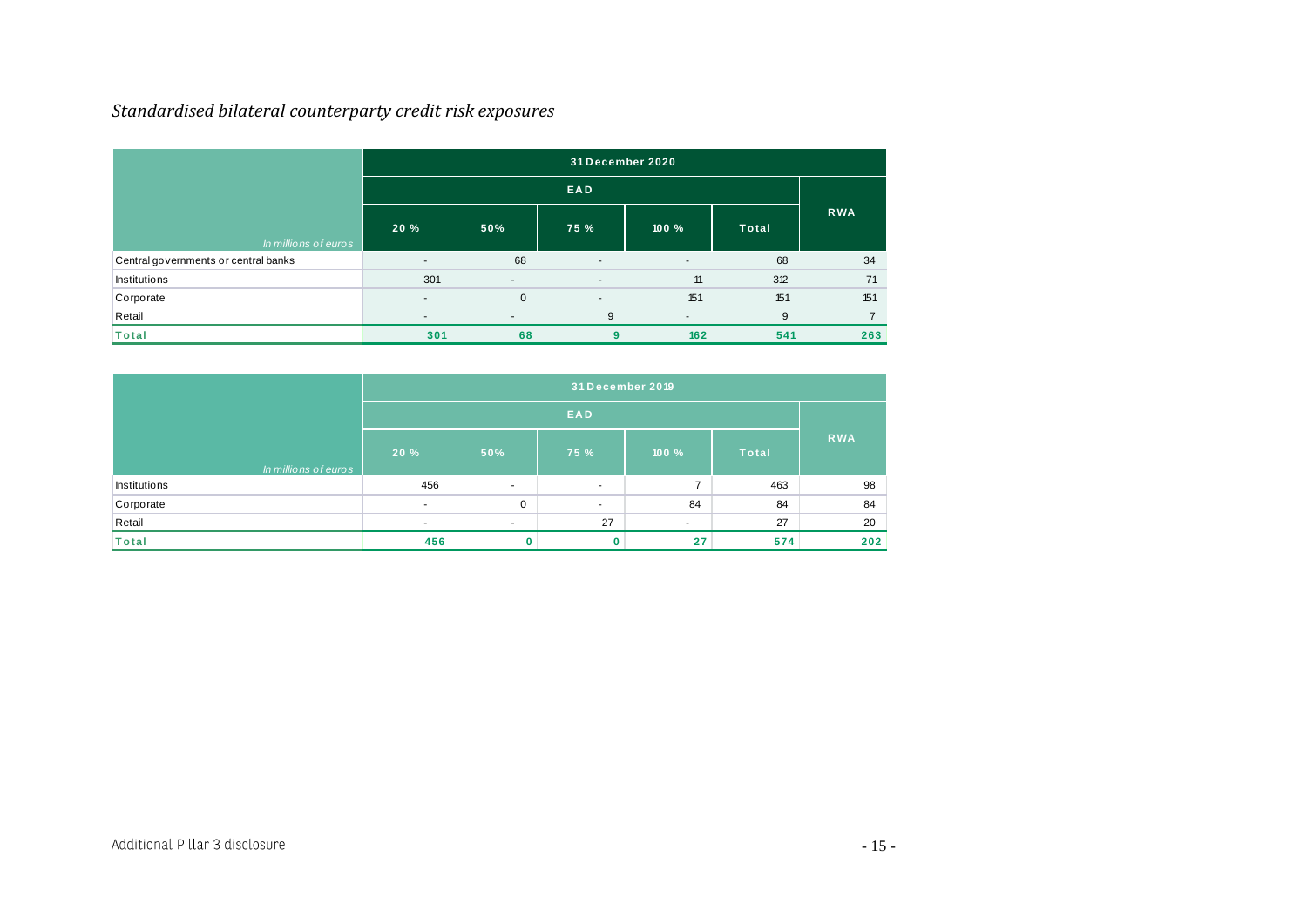*Standardised bilateral counterparty credit risk exposures*

| In millions of euros | 31 December 2020 | | | | | |
|---|---|---|---|---|---|---|
| | EAD | | | | | RWA |
| | 20 % | 50% | 75 % | 100 % | Total | |
| Central governments or central banks | - | 68 | - | - | 68 | 34 |
| Institutions | 301 | - | - | 11 | 312 | 71 |
| Corporate | - | 0 | - | 151 | 151 | 151 |
| Retail | - | - | 9 | - | 9 | 7 |
| **Total** | **301** | **68** | **9** | **162** | **541** | **263** |

| In millions of euros | 31 December 2019 | | | | | |
|---|---|---|---|---|---|---|
| | EAD | | | | | RWA |
| | 20 % | 50% | 75 % | 100 % | Total | |
| Institutions | 456 | - | - | 7 | 463 | 98 |
| Corporate | - | 0 | - | 84 | 84 | 84 |
| Retail | - | - | 27 | - | 27 | 20 |
| **Total** | **456** | **0** | **0** | **27** | **574** | **202** |